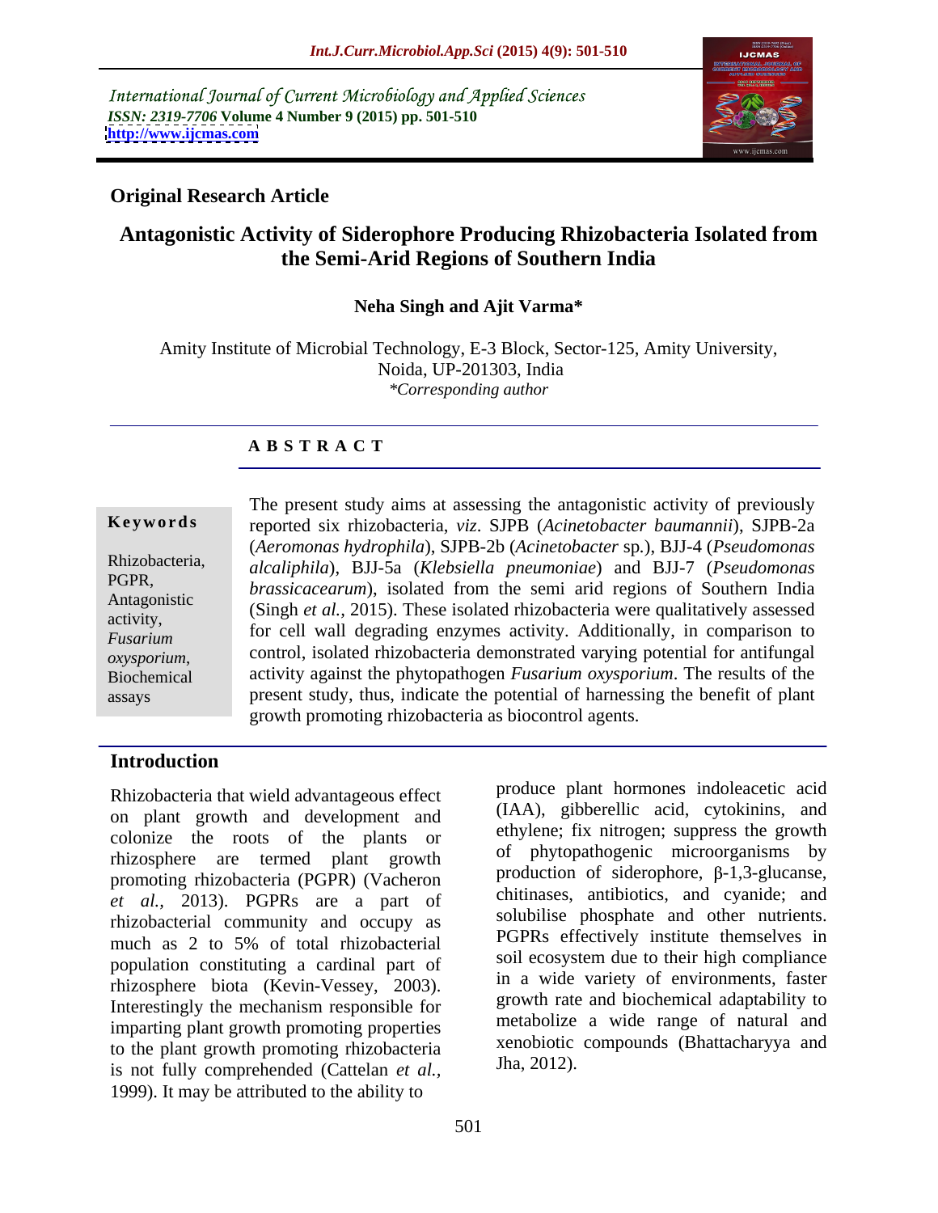International Journal of Current Microbiology and Applied Sciences
*ISSN: 2319-7706* **Volume 4 Number 9 (2015) pp. 501-510**
**http://www.ijcmas.com**

**Original Research Article**

# Antagonistic Activity of Siderophore Producing Rhizobacteria Isolated from the Semi-Arid Regions of Southern India

**Neha Singh and Ajit Varma***

Amity Institute of Microbial Technology, E-3 Block, Sector-125, Amity University, Noida, UP-201303, India
*\*Corresponding author*

## ABSTRACT

**Keywords**

Rhizobacteria, PGPR, Antagonistic activity, *Fusarium oxysporium*, Biochemical assays

The present study aims at assessing the antagonistic activity of previously reported six rhizobacteria, *viz*. SJPB (*Acinetobacter baumannii*), SJPB-2a (*Aeromonas hydrophila*), SJPB-2b (*Acinetobacter* sp.), BJJ-4 (*Pseudomonas alcaliphila*), BJJ-5a (*Klebsiella pneumoniae*) and BJJ-7 (*Pseudomonas brassicacearum*), isolated from the semi arid regions of Southern India (Singh *et al.,* 2015). These isolated rhizobacteria were qualitatively assessed for cell wall degrading enzymes activity. Additionally, in comparison to control, isolated rhizobacteria demonstrated varying potential for antifungal activity against the phytopathogen *Fusarium oxysporium*. The results of the present study, thus, indicate the potential of harnessing the benefit of plant growth promoting rhizobacteria as biocontrol agents.

## Introduction

Rhizobacteria that wield advantageous effect on plant growth and development and colonize the roots of the plants or rhizosphere are termed plant growth promoting rhizobacteria (PGPR) (Vacheron *et al.,* 2013). PGPRs are a part of rhizobacterial community and occupy as much as 2 to 5% of total rhizobacterial population constituting a cardinal part of rhizosphere biota (Kevin-Vessey, 2003). Interestingly the mechanism responsible for imparting plant growth promoting properties to the plant growth promoting rhizobacteria is not fully comprehended (Cattelan *et al.,* 1999). It may be attributed to the ability to produce plant hormones indoleacetic acid (IAA), gibberellic acid, cytokinins, and ethylene; fix nitrogen; suppress the growth of phytopathogenic microorganisms by production of siderophore, β-1,3-glucanse, chitinases, antibiotics, and cyanide; and solubilise phosphate and other nutrients. PGPRs effectively institute themselves in soil ecosystem due to their high compliance in a wide variety of environments, faster growth rate and biochemical adaptability to metabolize a wide range of natural and xenobiotic compounds (Bhattacharyya and Jha, 2012).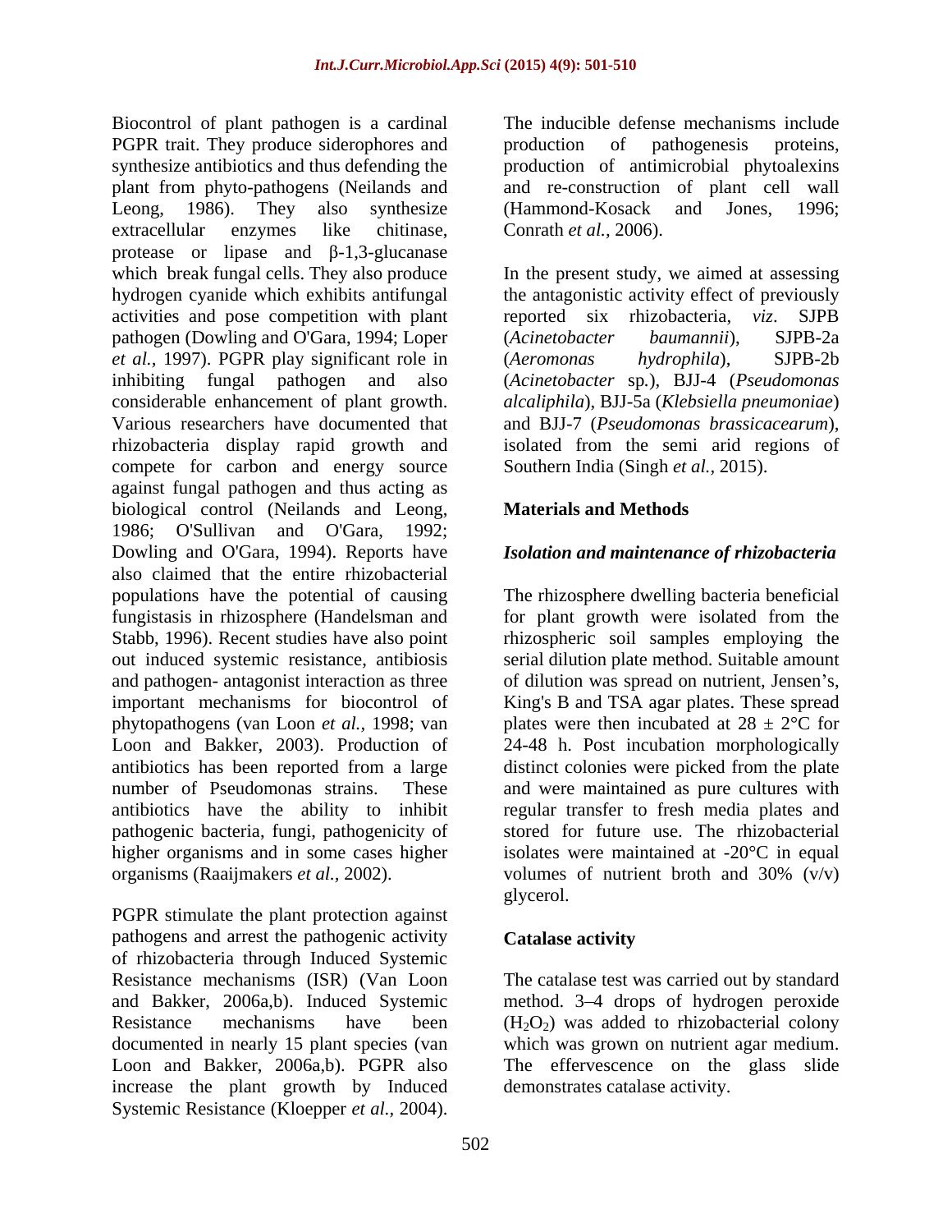Biocontrol of plant pathogen is a cardinal PGPR trait. They produce siderophores and synthesize antibiotics and thus defending the plant from phyto-pathogens (Neilands and Leong, 1986). They also synthesize extracellular enzymes like chitinase, protease or lipase and β-1,3-glucanase which break fungal cells. They also produce hydrogen cyanide which exhibits antifungal activities and pose competition with plant pathogen (Dowling and O'Gara, 1994; Loper *et al.,* 1997). PGPR play significant role in inhibiting fungal pathogen and also considerable enhancement of plant growth. Various researchers have documented that rhizobacteria display rapid growth and compete for carbon and energy source against fungal pathogen and thus acting as biological control (Neilands and Leong, 1986; O'Sullivan and O'Gara, 1992; Dowling and O'Gara, 1994). Reports have also claimed that the entire rhizobacterial populations have the potential of causing fungistasis in rhizosphere (Handelsman and Stabb, 1996). Recent studies have also point out induced systemic resistance, antibiosis and pathogen- antagonist interaction as three important mechanisms for biocontrol of phytopathogens (van Loon *et al.,* 1998; van Loon and Bakker, 2003). Production of antibiotics has been reported from a large number of Pseudomonas strains. These antibiotics have the ability to inhibit pathogenic bacteria, fungi, pathogenicity of higher organisms and in some cases higher organisms (Raaijmakers *et al.,* 2002).

PGPR stimulate the plant protection against pathogens and arrest the pathogenic activity of rhizobacteria through Induced Systemic Resistance mechanisms (ISR) (Van Loon and Bakker, 2006a,b). Induced Systemic Resistance mechanisms have been documented in nearly 15 plant species (van Loon and Bakker, 2006a,b). PGPR also increase the plant growth by Induced Systemic Resistance (Kloepper *et al.,* 2004).

The inducible defense mechanisms include production of pathogenesis proteins, production of antimicrobial phytoalexins and re-construction of plant cell wall (Hammond-Kosack and Jones, 1996; Conrath *et al.,* 2006).

In the present study, we aimed at assessing the antagonistic activity effect of previously reported six rhizobacteria, *viz*. SJPB (*Acinetobacter baumannii*), SJPB-2a (*Aeromonas hydrophila*), SJPB-2b (*Acinetobacter* sp.), BJJ-4 (*Pseudomonas alcaliphila*), BJJ-5a (*Klebsiella pneumoniae*) and BJJ-7 (*Pseudomonas brassicacearum*), isolated from the semi arid regions of Southern India (Singh *et al.,* 2015).

## Materials and Methods

### *Isolation and maintenance of rhizobacteria*

The rhizosphere dwelling bacteria beneficial for plant growth were isolated from the rhizospheric soil samples employing the serial dilution plate method. Suitable amount of dilution was spread on nutrient, Jensen's, King's B and TSA agar plates. These spread plates were then incubated at 28 ± 2°C for 24-48 h. Post incubation morphologically distinct colonies were picked from the plate and were maintained as pure cultures with regular transfer to fresh media plates and stored for future use. The rhizobacterial isolates were maintained at -20°C in equal volumes of nutrient broth and 30% (v/v) glycerol.

### Catalase activity

The catalase test was carried out by standard method. 3–4 drops of hydrogen peroxide ($H_2O_2$) was added to rhizobacterial colony which was grown on nutrient agar medium. The effervescence on the glass slide demonstrates catalase activity.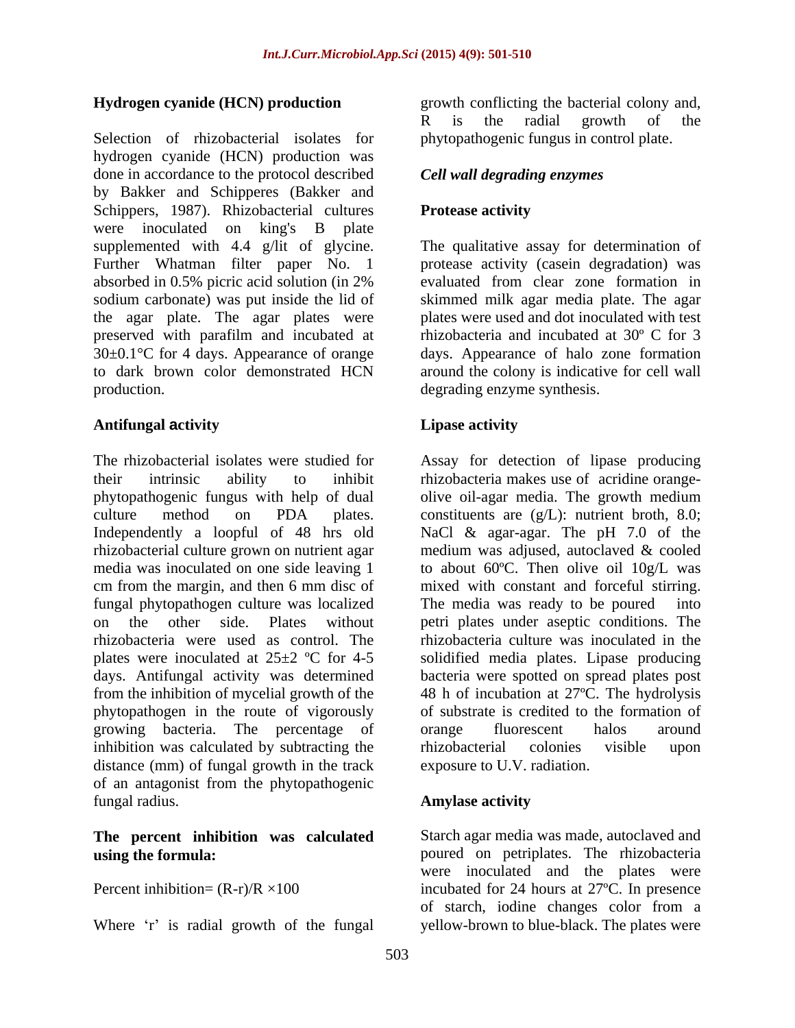### Hydrogen cyanide (HCN) production

Selection of rhizobacterial isolates for hydrogen cyanide (HCN) production was done in accordance to the protocol described by Bakker and Schipperes (Bakker and Schippers, 1987). Rhizobacterial cultures were inoculated on king's B plate supplemented with 4.4 g/lit of glycine. Further Whatman filter paper No. 1 absorbed in 0.5% picric acid solution (in 2% sodium carbonate) was put inside the lid of the agar plate. The agar plates were preserved with parafilm and incubated at 30±0.1°C for 4 days. Appearance of orange to dark brown color demonstrated HCN production.

### Antifungal activity

The rhizobacterial isolates were studied for their intrinsic ability to inhibit phytopathogenic fungus with help of dual culture method on PDA plates. Independently a loopful of 48 hrs old rhizobacterial culture grown on nutrient agar media was inoculated on one side leaving 1 cm from the margin, and then 6 mm disc of fungal phytopathogen culture was localized on the other side. Plates without rhizobacteria were used as control. The plates were inoculated at 25±2 ºC for 4-5 days. Antifungal activity was determined from the inhibition of mycelial growth of the phytopathogen in the route of vigorously growing bacteria. The percentage of inhibition was calculated by subtracting the distance (mm) of fungal growth in the track of an antagonist from the phytopathogenic fungal radius.

**The percent inhibition was calculated using the formula:**

Percent inhibition= $(R-r)/R \times 100$

Where 'r' is radial growth of the fungal growth conflicting the bacterial colony and, R is the radial growth of the phytopathogenic fungus in control plate.

### *Cell wall degrading enzymes*

### Protease activity

The qualitative assay for determination of protease activity (casein degradation) was evaluated from clear zone formation in skimmed milk agar media plate. The agar plates were used and dot inoculated with test rhizobacteria and incubated at 30º C for 3 days. Appearance of halo zone formation around the colony is indicative for cell wall degrading enzyme synthesis.

### Lipase activity

Assay for detection of lipase producing rhizobacteria makes use of acridine orange-olive oil-agar media. The growth medium constituents are (g/L): nutrient broth, 8.0; NaCl & agar-agar. The pH 7.0 of the medium was adjused, autoclaved & cooled to about 60ºC. Then olive oil 10g/L was mixed with constant and forceful stirring. The media was ready to be poured into petri plates under aseptic conditions. The rhizobacteria culture was inoculated in the solidified media plates. Lipase producing bacteria were spotted on spread plates post 48 h of incubation at 27ºC. The hydrolysis of substrate is credited to the formation of orange fluorescent halos around rhizobacterial colonies visible upon exposure to U.V. radiation.

### Amylase activity

Starch agar media was made, autoclaved and poured on petriplates. The rhizobacteria were inoculated and the plates were incubated for 24 hours at 27ºC. In presence of starch, iodine changes color from a yellow-brown to blue-black. The plates were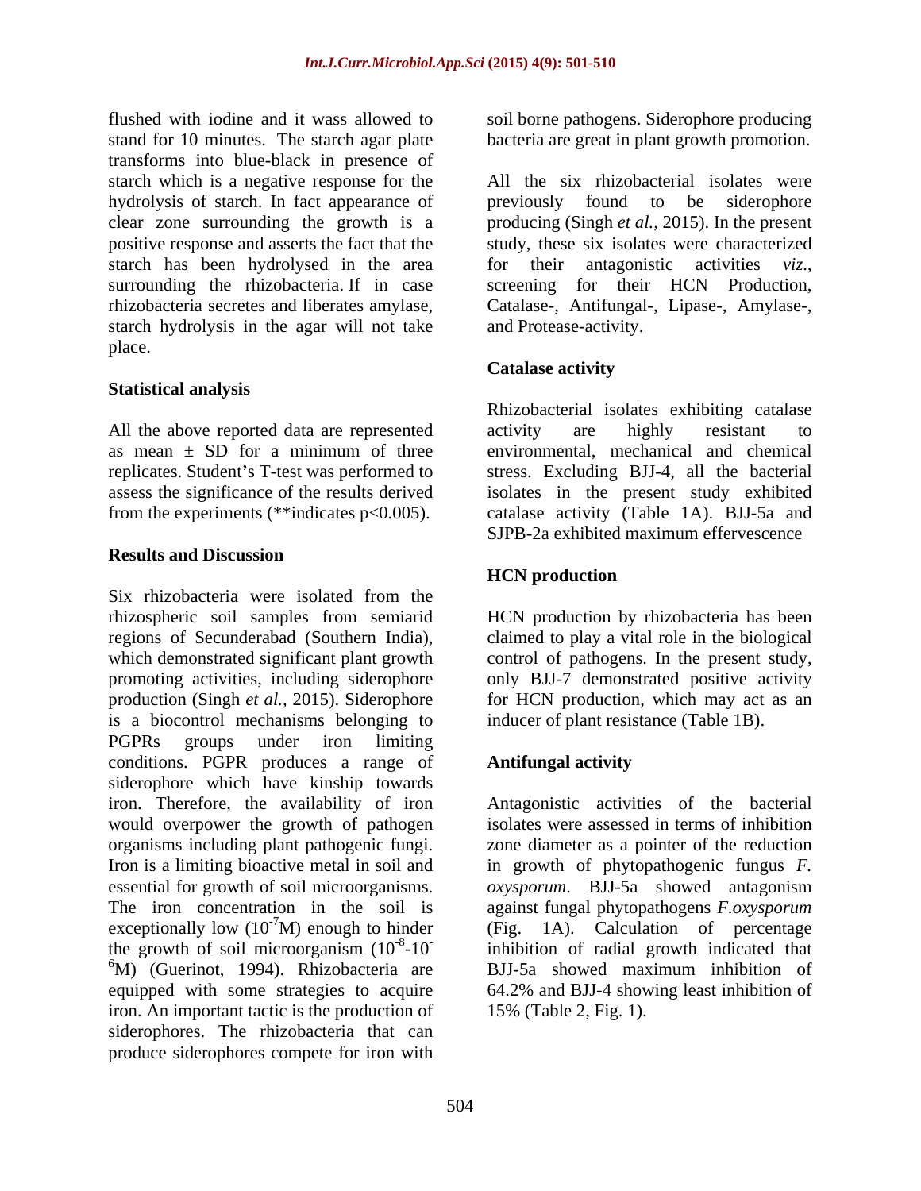flushed with iodine and it wass allowed to stand for 10 minutes. The starch agar plate transforms into blue-black in presence of starch which is a negative response for the hydrolysis of starch. In fact appearance of clear zone surrounding the growth is a positive response and asserts the fact that the starch has been hydrolysed in the area surrounding the rhizobacteria. If in case rhizobacteria secretes and liberates amylase, starch hydrolysis in the agar will not take place.

### Statistical analysis

All the above reported data are represented as mean ± SD for a minimum of three replicates. Student's T-test was performed to assess the significance of the results derived from the experiments (**indicates $p<0.005$).

## Results and Discussion

Six rhizobacteria were isolated from the rhizospheric soil samples from semiarid regions of Secunderabad (Southern India), which demonstrated significant plant growth promoting activities, including siderophore production (Singh *et al.,* 2015). Siderophore is a biocontrol mechanisms belonging to PGPRs groups under iron limiting conditions. PGPR produces a range of siderophore which have kinship towards iron. Therefore, the availability of iron would overpower the growth of pathogen organisms including plant pathogenic fungi. Iron is a limiting bioactive metal in soil and essential for growth of soil microorganisms. The iron concentration in the soil is exceptionally low ($10^{-7}$M) enough to hinder the growth of soil microorganism ($10^{-8}$-$10^{-6}$M) (Guerinot, 1994). Rhizobacteria are equipped with some strategies to acquire iron. An important tactic is the production of siderophores. The rhizobacteria that can produce siderophores compete for iron with soil borne pathogens. Siderophore producing bacteria are great in plant growth promotion.

All the six rhizobacterial isolates were previously found to be siderophore producing (Singh *et al.,* 2015). In the present study, these six isolates were characterized for their antagonistic activities *viz*., screening for their HCN Production, Catalase-, Antifungal-, Lipase-, Amylase-, and Protease-activity.

### Catalase activity

Rhizobacterial isolates exhibiting catalase activity are highly resistant to environmental, mechanical and chemical stress. Excluding BJJ-4, all the bacterial isolates in the present study exhibited catalase activity (Table 1A). BJJ-5a and SJPB-2a exhibited maximum effervescence

### HCN production

HCN production by rhizobacteria has been claimed to play a vital role in the biological control of pathogens. In the present study, only BJJ-7 demonstrated positive activity for HCN production, which may act as an inducer of plant resistance (Table 1B).

### Antifungal activity

Antagonistic activities of the bacterial isolates were assessed in terms of inhibition zone diameter as a pointer of the reduction in growth of phytopathogenic fungus *F. oxysporum*. BJJ-5a showed antagonism against fungal phytopathogens *F.oxysporum* (Fig. 1A). Calculation of percentage inhibition of radial growth indicated that BJJ-5a showed maximum inhibition of 64.2% and BJJ-4 showing least inhibition of 15% (Table 2, Fig. 1).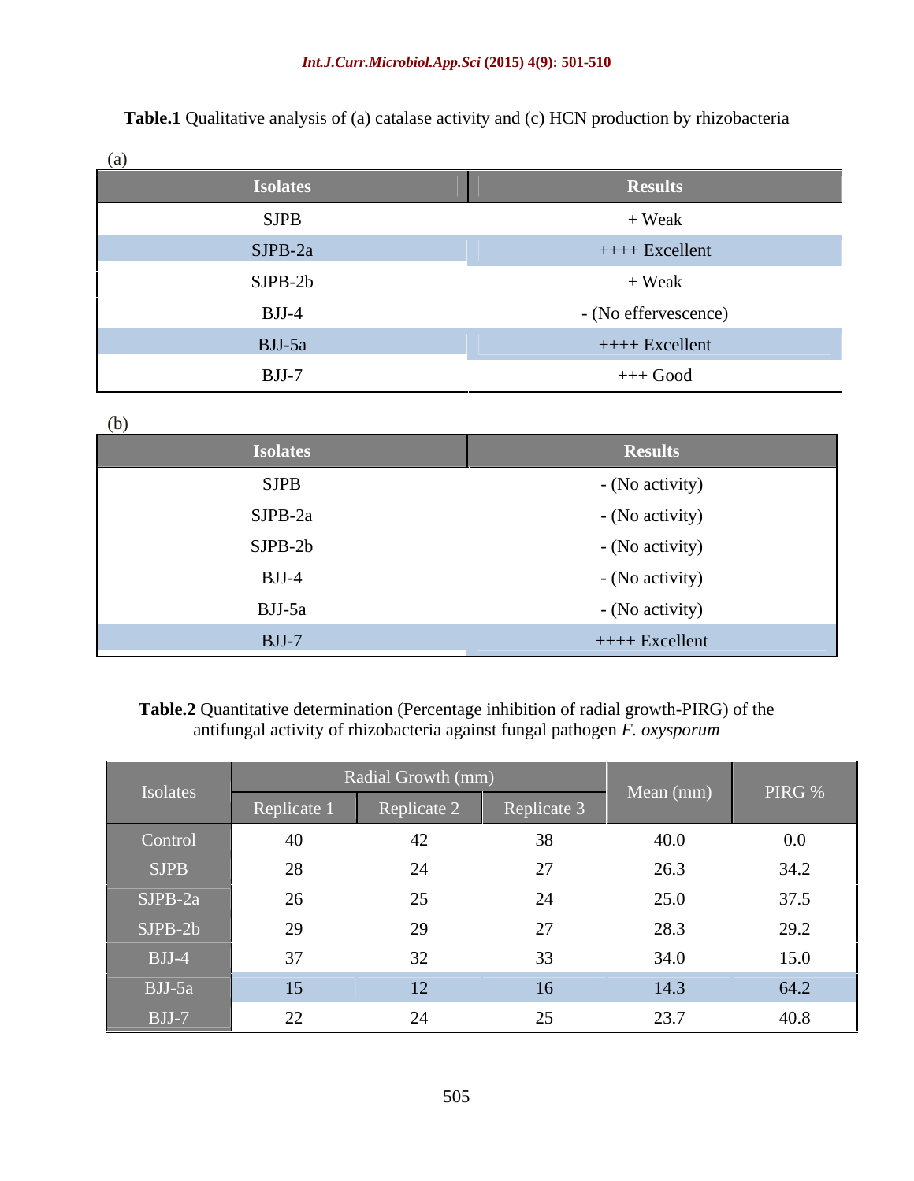**Table.1** Qualitative analysis of (a) catalase activity and (c) HCN production by rhizobacteria

(a)

| Isolates | Results |
|---|---|
| SJPB | + Weak |
| SJPB-2a | ++++ Excellent |
| SJPB-2b | + Weak |
| BJJ-4 | - (No effervescence) |
| BJJ-5a | ++++ Excellent |
| BJJ-7 | +++ Good |

(b)

| Isolates | Results |
|---|---|
| SJPB | - (No activity) |
| SJPB-2a | - (No activity) |
| SJPB-2b | - (No activity) |
| BJJ-4 | - (No activity) |
| BJJ-5a | - (No activity) |
| BJJ-7 | ++++ Excellent |

**Table.2** Quantitative determination (Percentage inhibition of radial growth-PIRG) of the antifungal activity of rhizobacteria against fungal pathogen *F. oxysporum*

| Isolates | Radial Growth (mm) | | | Mean (mm) | PIRG % |
|---|---|---|---|---|---|
| | Replicate 1 | Replicate 2 | Replicate 3 | | |
| Control | 40 | 42 | 38 | 40.0 | 0.0 |
| SJPB | 28 | 24 | 27 | 26.3 | 34.2 |
| SJPB-2a | 26 | 25 | 24 | 25.0 | 37.5 |
| SJPB-2b | 29 | 29 | 27 | 28.3 | 29.2 |
| BJJ-4 | 37 | 32 | 33 | 34.0 | 15.0 |
| BJJ-5a | 15 | 12 | 16 | 14.3 | 64.2 |
| BJJ-7 | 22 | 24 | 25 | 23.7 | 40.8 |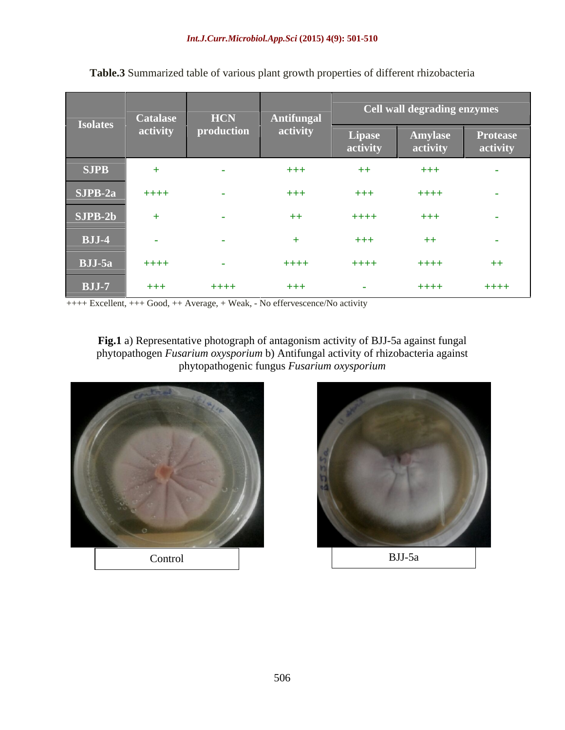**Table.3** Summarized table of various plant growth properties of different rhizobacteria

| Isolates | Catalase activity | HCN production | Antifungal activity | Cell wall degrading enzymes | | |
|---|---|---|---|---|---|---|
| | | | | Lipase activity | Amylase activity | Protease activity |
| SJPB | + | - | +++ | ++ | +++ | - |
| SJPB-2a | ++++ | - | +++ | +++ | ++++ | - |
| SJPB-2b | + | - | ++ | ++++ | +++ | - |
| BJJ-4 | - | - | + | +++ | ++ | - |
| BJJ-5a | ++++ | - | ++++ | ++++ | ++++ | ++ |
| BJJ-7 | +++ | ++++ | +++ | - | ++++ | ++++ |

++++ Excellent, +++ Good, ++ Average, + Weak, - No effervescence/No activity

**Fig.1** a) Representative photograph of antagonism activity of BJJ-5a against fungal phytopathogen *Fusarium oxysporium* b) Antifungal activity of rhizobacteria against phytopathogenic fungus *Fusarium oxysporium*

Control

BJJ-5a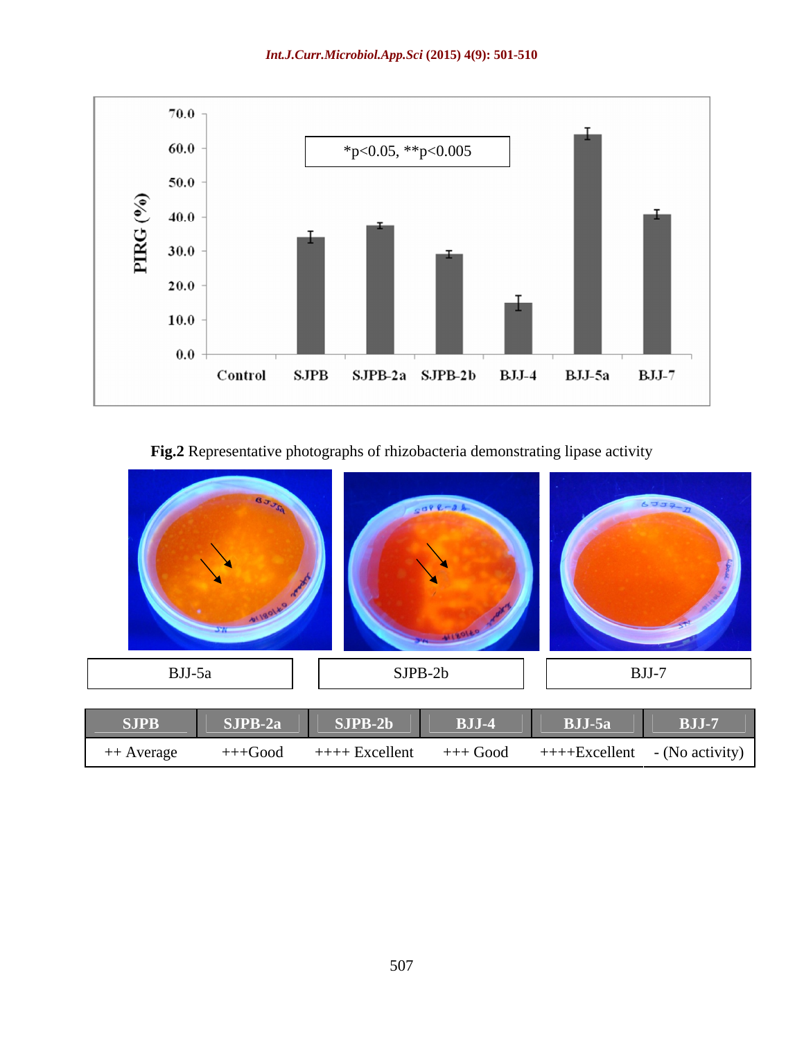**Fig.2** Representative photographs of rhizobacteria demonstrating lipase activity

| BJJ-5a | SJPB-2b | BJJ-7 |
|---|---|---|

| SJPB | SJPB-2a | SJPB-2b | BJJ-4 | BJJ-5a | BJJ-7 |
|---|---|---|---|---|---|
| ++ Average | +++Good | ++++ Excellent | +++ Good | ++++Excellent | - (No activity) |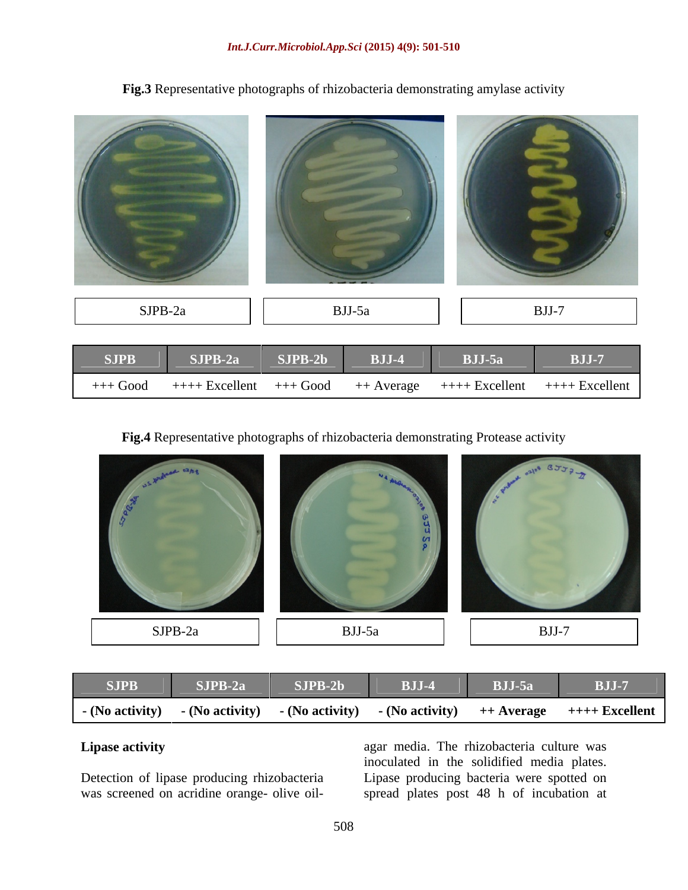**Fig.3** Representative photographs of rhizobacteria demonstrating amylase activity

SJPB-2a | BJJ-5a | BJJ-7

| SJPB | SJPB-2a | SJPB-2b | BJJ-4 | BJJ-5a | BJJ-7 |
|---|---|---|---|---|---|
| +++ Good | ++++ Excellent | +++ Good | ++ Average | ++++ Excellent | ++++ Excellent |

**Fig.4** Representative photographs of rhizobacteria demonstrating Protease activity

SJPB-2a | BJJ-5a | BJJ-7

| SJPB | SJPB-2a | SJPB-2b | BJJ-4 | BJJ-5a | BJJ-7 |
|---|---|---|---|---|---|
| **- (No activity)** | **- (No activity)** | **- (No activity)** | **- (No activity)** | **++ Average** | **++++ Excellent** |

**Lipase activity**

Detection of lipase producing rhizobacteria was screened on acridine orange- olive oil-agar media. The rhizobacteria culture was inoculated in the solidified media plates. Lipase producing bacteria were spotted on spread plates post 48 h of incubation at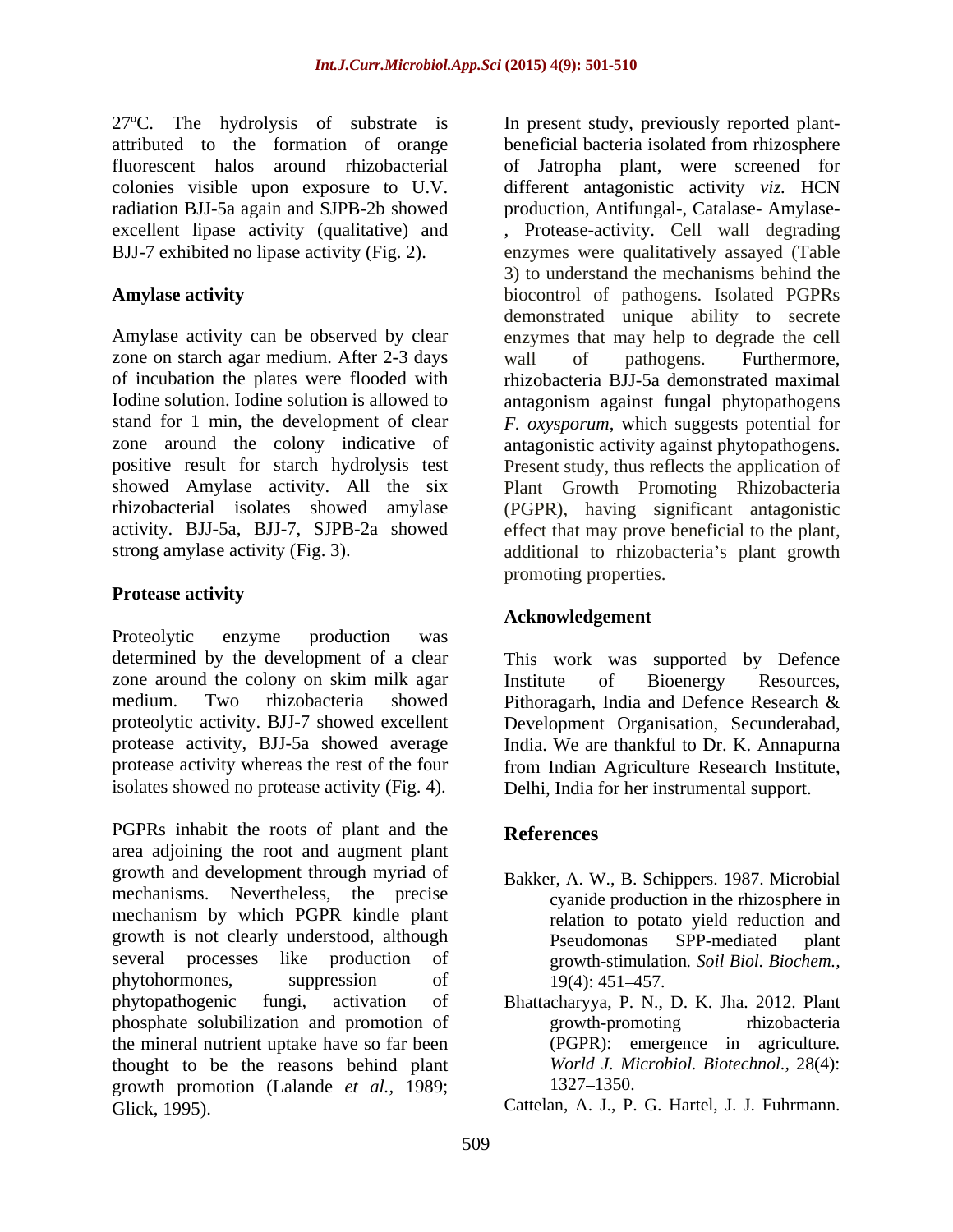27ºC. The hydrolysis of substrate is attributed to the formation of orange fluorescent halos around rhizobacterial colonies visible upon exposure to U.V. radiation BJJ-5a again and SJPB-2b showed excellent lipase activity (qualitative) and BJJ-7 exhibited no lipase activity (Fig. 2).

### Amylase activity

Amylase activity can be observed by clear zone on starch agar medium. After 2-3 days of incubation the plates were flooded with Iodine solution. Iodine solution is allowed to stand for 1 min, the development of clear zone around the colony indicative of positive result for starch hydrolysis test showed Amylase activity. All the six rhizobacterial isolates showed amylase activity. BJJ-5a, BJJ-7, SJPB-2a showed strong amylase activity (Fig. 3).

### Protease activity

Proteolytic enzyme production was determined by the development of a clear zone around the colony on skim milk agar medium. Two rhizobacteria showed proteolytic activity. BJJ-7 showed excellent protease activity, BJJ-5a showed average protease activity whereas the rest of the four isolates showed no protease activity (Fig. 4).

PGPRs inhabit the roots of plant and the area adjoining the root and augment plant growth and development through myriad of mechanisms. Nevertheless, the precise mechanism by which PGPR kindle plant growth is not clearly understood, although several processes like production of phytohormones, suppression of phytopathogenic fungi, activation of phosphate solubilization and promotion of the mineral nutrient uptake have so far been thought to be the reasons behind plant growth promotion (Lalande *et al.,* 1989; Glick, 1995).

In present study, previously reported plant-beneficial bacteria isolated from rhizosphere of Jatropha plant, were screened for different antagonistic activity *viz.* HCN production, Antifungal-, Catalase- Amylase-, Protease-activity. Cell wall degrading enzymes were qualitatively assayed (Table 3) to understand the mechanisms behind the biocontrol of pathogens. Isolated PGPRs demonstrated unique ability to secrete enzymes that may help to degrade the cell wall of pathogens. Furthermore, rhizobacteria BJJ-5a demonstrated maximal antagonism against fungal phytopathogens *F. oxysporum*, which suggests potential for antagonistic activity against phytopathogens. Present study, thus reflects the application of Plant Growth Promoting Rhizobacteria (PGPR), having significant antagonistic effect that may prove beneficial to the plant, additional to rhizobacteria's plant growth promoting properties.

## Acknowledgement

This work was supported by Defence Institute of Bioenergy Resources, Pithoragarh, India and Defence Research & Development Organisation, Secunderabad, India. We are thankful to Dr. K. Annapurna from Indian Agriculture Research Institute, Delhi, India for her instrumental support.

## References

Bakker, A. W., B. Schippers. 1987. Microbial cyanide production in the rhizosphere in relation to potato yield reduction and Pseudomonas SPP-mediated plant growth-stimulation*. Soil Biol. Biochem.,* 19(4): 451–457.

Bhattacharyya, P. N., D. K. Jha. 2012. Plant growth-promoting rhizobacteria (PGPR): emergence in agriculture. *World J. Microbiol. Biotechnol.,* 28(4): 1327–1350.

Cattelan, A. J., P. G. Hartel, J. J. Fuhrmann.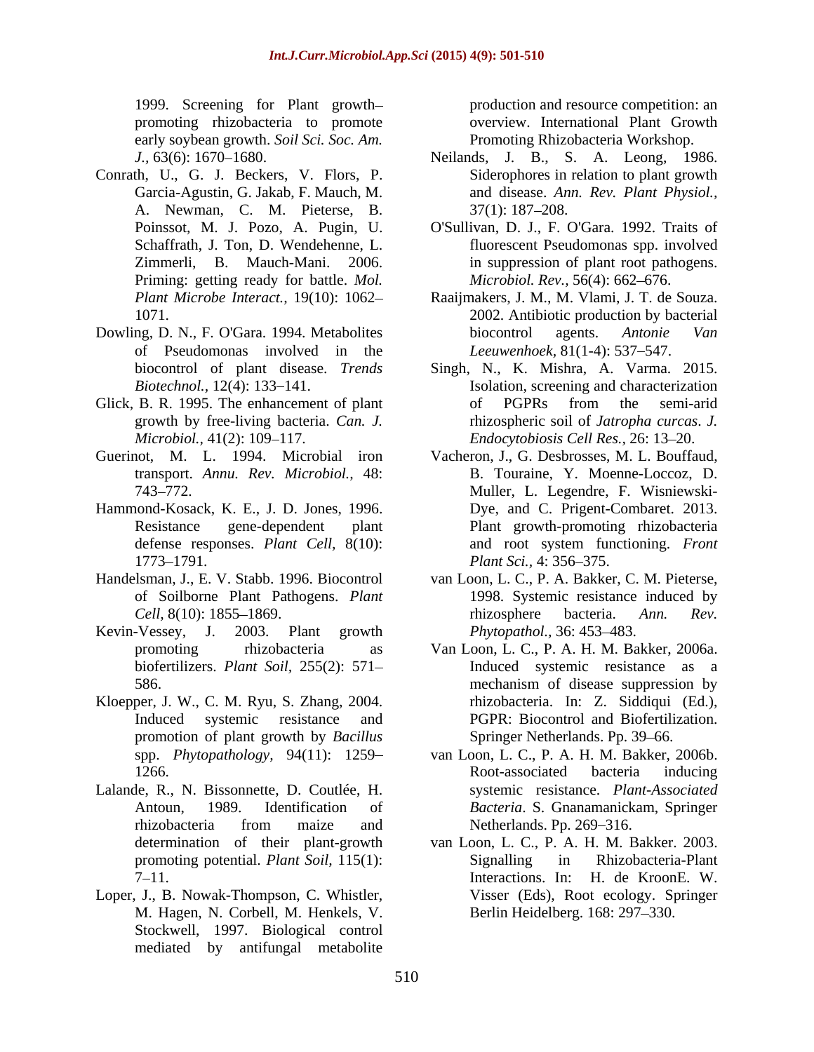1999. Screening for Plant growth–promoting rhizobacteria to promote early soybean growth. *Soil Sci. Soc. Am. J.,* 63(6): 1670–1680.

Conrath, U., G. J. Beckers, V. Flors, P. Garcia-Agustin, G. Jakab, F. Mauch, M. A. Newman, C. M. Pieterse, B. Poinssot, M. J. Pozo, A. Pugin, U. Schaffrath, J. Ton, D. Wendehenne, L. Zimmerli, B. Mauch-Mani. 2006. Priming: getting ready for battle. *Mol. Plant Microbe Interact.,* 19(10): 1062–1071.

Dowling, D. N., F. O'Gara. 1994. Metabolites of Pseudomonas involved in the biocontrol of plant disease. *Trends Biotechnol.,* 12(4): 133–141.

Glick, B. R. 1995. The enhancement of plant growth by free-living bacteria. *Can. J. Microbiol.,* 41(2): 109–117.

Guerinot, M. L. 1994. Microbial iron transport. *Annu. Rev. Microbiol.,* 48: 743–772.

Hammond-Kosack, K. E., J. D. Jones, 1996. Resistance gene-dependent plant defense responses. *Plant Cell,* 8(10): 1773–1791.

Handelsman, J., E. V. Stabb. 1996. Biocontrol of Soilborne Plant Pathogens. *Plant Cell,* 8(10): 1855–1869.

Kevin-Vessey, J. 2003. Plant growth promoting rhizobacteria as biofertilizers. *Plant Soil,* 255(2): 571–586.

Kloepper, J. W., C. M. Ryu, S. Zhang, 2004. Induced systemic resistance and promotion of plant growth by *Bacillus* spp. *Phytopathology,* 94(11): 1259–1266.

Lalande, R., N. Bissonnette, D. Coutlée, H. Antoun, 1989. Identification of rhizobacteria from maize and determination of their plant-growth promoting potential. *Plant Soil,* 115(1): 7–11.

Loper, J., B. Nowak-Thompson, C. Whistler, M. Hagen, N. Corbell, M. Henkels, V. Stockwell, 1997. Biological control mediated by antifungal metabolite production and resource competition: an overview. International Plant Growth Promoting Rhizobacteria Workshop.

Neilands, J. B., S. A. Leong, 1986. Siderophores in relation to plant growth and disease. *Ann. Rev. Plant Physiol.,* 37(1): 187–208.

O'Sullivan, D. J., F. O'Gara. 1992. Traits of fluorescent Pseudomonas spp. involved in suppression of plant root pathogens. *Microbiol. Rev.,* 56(4): 662–676.

Raaijmakers, J. M., M. Vlami, J. T. de Souza. 2002. Antibiotic production by bacterial biocontrol agents. *Antonie Van Leeuwenhoek,* 81(1-4): 537–547.

Singh, N., K. Mishra, A. Varma. 2015. Isolation, screening and characterization of PGPRs from the semi-arid rhizospheric soil of *Jatropha curcas*. *J. Endocytobiosis Cell Res.,* 26: 13–20.

Vacheron, J., G. Desbrosses, M. L. Bouffaud, B. Touraine, Y. Moenne-Loccoz, D. Muller, L. Legendre, F. Wisniewski-Dye, and C. Prigent-Combaret. 2013. Plant growth-promoting rhizobacteria and root system functioning. *Front Plant Sci.,* 4: 356–375.

van Loon, L. C., P. A. Bakker, C. M. Pieterse, 1998. Systemic resistance induced by rhizosphere bacteria. *Ann. Rev. Phytopathol.,* 36: 453–483.

Van Loon, L. C., P. A. H. M. Bakker, 2006a. Induced systemic resistance as a mechanism of disease suppression by rhizobacteria. In: Z. Siddiqui (Ed.), PGPR: Biocontrol and Biofertilization. Springer Netherlands. Pp. 39–66.

van Loon, L. C., P. A. H. M. Bakker, 2006b. Root-associated bacteria inducing systemic resistance. *Plant-Associated Bacteria*. S. Gnanamanickam, Springer Netherlands. Pp. 269–316.

van Loon, L. C., P. A. H. M. Bakker. 2003. Signalling in Rhizobacteria-Plant Interactions. In: H. de KroonE. W. Visser (Eds), Root ecology. Springer Berlin Heidelberg. 168: 297–330.